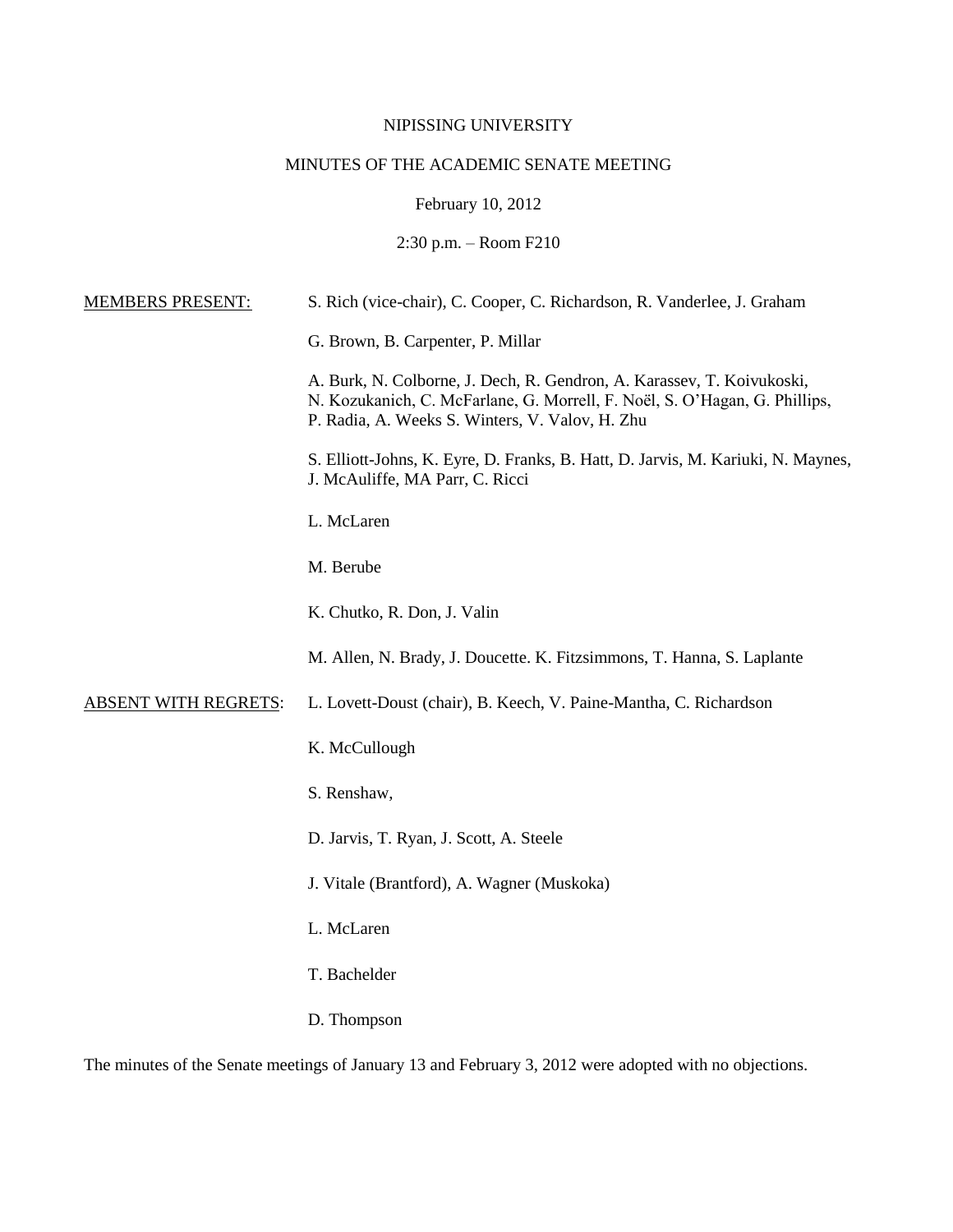NIPISSING UNIVERSITY

MINUTES OF THE ACADEMIC SENATE MEETING

February 10, 2012

2:30 p.m. – Room F210

MEMBERS PRESENT: S. Rich (vice-chair), C. Cooper, C. Richardson, R. Vanderlee, J. Graham

G. Brown, B. Carpenter, P. Millar

A. Burk, N. Colborne, J. Dech, R. Gendron, A. Karassev, T. Koivukoski, N. Kozukanich, C. McFarlane, G. Morrell, F. Noël, S. O'Hagan, G. Phillips, P. Radia, A. Weeks S. Winters, V. Valov, H. Zhu

S. Elliott-Johns, K. Eyre, D. Franks, B. Hatt, D. Jarvis, M. Kariuki, N. Maynes, J. McAuliffe, MA Parr, C. Ricci

L. McLaren

M. Berube

K. Chutko, R. Don, J. Valin

M. Allen, N. Brady, J. Doucette. K. Fitzsimmons, T. Hanna, S. Laplante

ABSENT WITH REGRETS: L. Lovett-Doust (chair), B. Keech, V. Paine-Mantha, C. Richardson

K. McCullough

S. Renshaw,

D. Jarvis, T. Ryan, J. Scott, A. Steele

J. Vitale (Brantford), A. Wagner (Muskoka)

L. McLaren

T. Bachelder

D. Thompson

The minutes of the Senate meetings of January 13 and February 3, 2012 were adopted with no objections.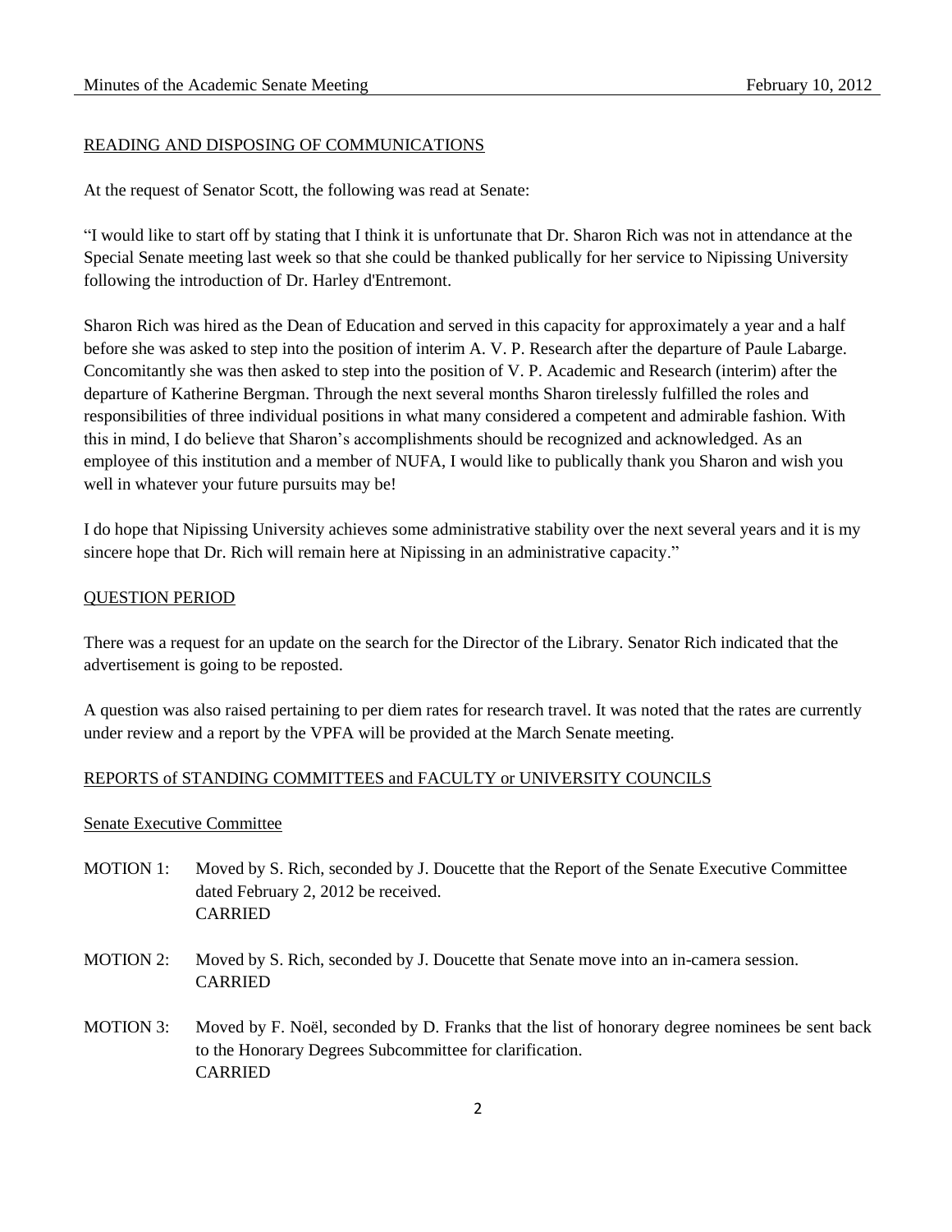## READING AND DISPOSING OF COMMUNICATIONS

At the request of Senator Scott, the following was read at Senate:

"I would like to start off by stating that I think it is unfortunate that Dr. Sharon Rich was not in attendance at the Special Senate meeting last week so that she could be thanked publically for her service to Nipissing University following the introduction of Dr. Harley d'Entremont.

Sharon Rich was hired as the Dean of Education and served in this capacity for approximately a year and a half before she was asked to step into the position of interim A. V. P. Research after the departure of Paule Labarge. Concomitantly she was then asked to step into the position of V. P. Academic and Research (interim) after the departure of Katherine Bergman. Through the next several months Sharon tirelessly fulfilled the roles and responsibilities of three individual positions in what many considered a competent and admirable fashion. With this in mind, I do believe that Sharon's accomplishments should be recognized and acknowledged. As an employee of this institution and a member of NUFA, I would like to publically thank you Sharon and wish you well in whatever your future pursuits may be!

I do hope that Nipissing University achieves some administrative stability over the next several years and it is my sincere hope that Dr. Rich will remain here at Nipissing in an administrative capacity."

## QUESTION PERIOD

There was a request for an update on the search for the Director of the Library. Senator Rich indicated that the advertisement is going to be reposted.

A question was also raised pertaining to per diem rates for research travel. It was noted that the rates are currently under review and a report by the VPFA will be provided at the March Senate meeting.

## REPORTS of STANDING COMMITTEES and FACULTY or UNIVERSITY COUNCILS

### Senate Executive Committee

MOTION 1: Moved by S. Rich, seconded by J. Doucette that the Report of the Senate Executive Committee dated February 2, 2012 be received.
CARRIED

MOTION 2: Moved by S. Rich, seconded by J. Doucette that Senate move into an in-camera session.
CARRIED

MOTION 3: Moved by F. Noël, seconded by D. Franks that the list of honorary degree nominees be sent back to the Honorary Degrees Subcommittee for clarification.
CARRIED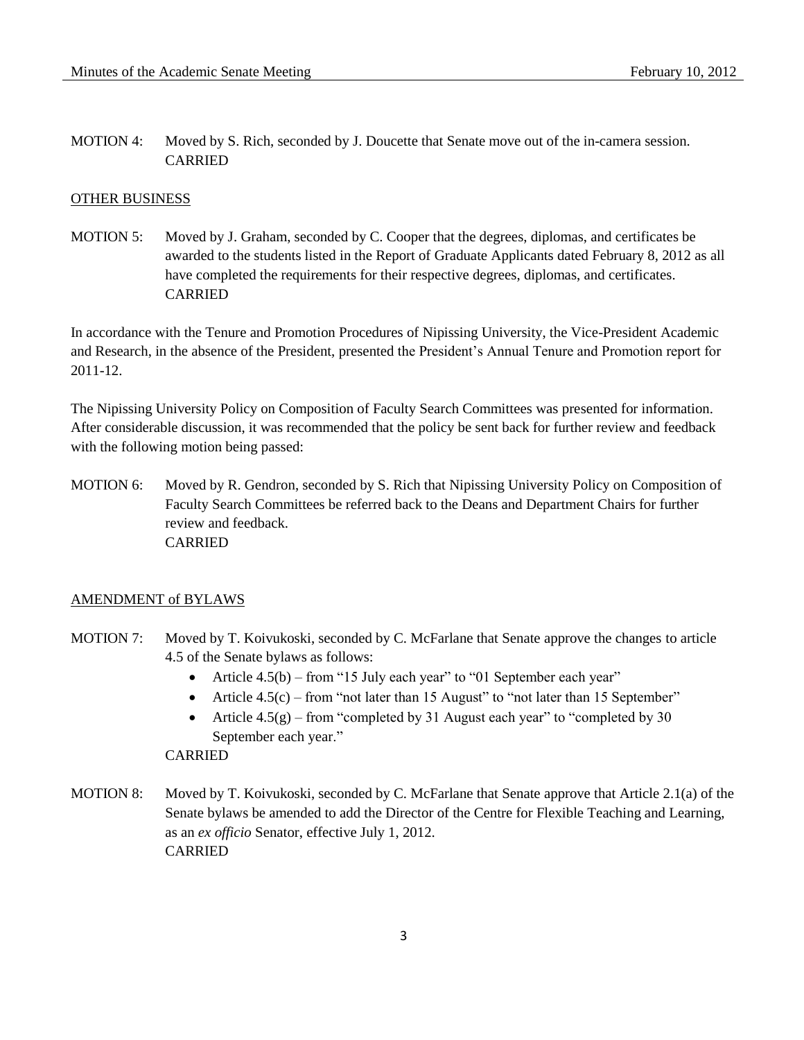MOTION 4: Moved by S. Rich, seconded by J. Doucette that Senate move out of the in-camera session.
CARRIED

## OTHER BUSINESS

MOTION 5: Moved by J. Graham, seconded by C. Cooper that the degrees, diplomas, and certificates be awarded to the students listed in the Report of Graduate Applicants dated February 8, 2012 as all have completed the requirements for their respective degrees, diplomas, and certificates.
CARRIED

In accordance with the Tenure and Promotion Procedures of Nipissing University, the Vice-President Academic and Research, in the absence of the President, presented the President's Annual Tenure and Promotion report for 2011-12.

The Nipissing University Policy on Composition of Faculty Search Committees was presented for information. After considerable discussion, it was recommended that the policy be sent back for further review and feedback with the following motion being passed:

MOTION 6: Moved by R. Gendron, seconded by S. Rich that Nipissing University Policy on Composition of Faculty Search Committees be referred back to the Deans and Department Chairs for further review and feedback.
CARRIED

## AMENDMENT of BYLAWS

MOTION 7: Moved by T. Koivukoski, seconded by C. McFarlane that Senate approve the changes to article 4.5 of the Senate bylaws as follows:

- Article 4.5(b) – from "15 July each year" to "01 September each year"
- Article 4.5(c) – from "not later than 15 August" to "not later than 15 September"
- Article 4.5(g) – from "completed by 31 August each year" to "completed by 30 September each year."

CARRIED

MOTION 8: Moved by T. Koivukoski, seconded by C. McFarlane that Senate approve that Article 2.1(a) of the Senate bylaws be amended to add the Director of the Centre for Flexible Teaching and Learning, as an *ex officio* Senator, effective July 1, 2012.
CARRIED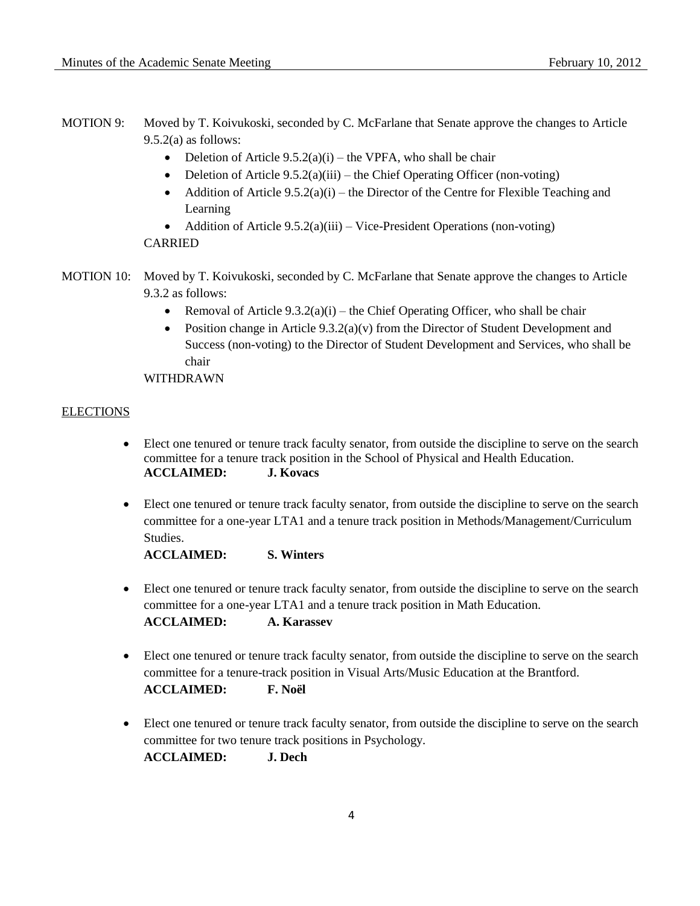MOTION 9: Moved by T. Koivukoski, seconded by C. McFarlane that Senate approve the changes to Article 9.5.2(a) as follows:

- Deletion of Article 9.5.2(a)(i) – the VPFA, who shall be chair
- Deletion of Article 9.5.2(a)(iii) – the Chief Operating Officer (non-voting)
- Addition of Article 9.5.2(a)(i) – the Director of the Centre for Flexible Teaching and Learning
- Addition of Article 9.5.2(a)(iii) – Vice-President Operations (non-voting)

CARRIED

MOTION 10: Moved by T. Koivukoski, seconded by C. McFarlane that Senate approve the changes to Article 9.3.2 as follows:

- Removal of Article 9.3.2(a)(i) – the Chief Operating Officer, who shall be chair
- Position change in Article 9.3.2(a)(v) from the Director of Student Development and Success (non-voting) to the Director of Student Development and Services, who shall be chair

WITHDRAWN

## ELECTIONS

- Elect one tenured or tenure track faculty senator, from outside the discipline to serve on the search committee for a tenure track position in the School of Physical and Health Education.
  **ACCLAIMED: J. Kovacs**

- Elect one tenured or tenure track faculty senator, from outside the discipline to serve on the search committee for a one-year LTA1 and a tenure track position in Methods/Management/Curriculum Studies.
  **ACCLAIMED: S. Winters**

- Elect one tenured or tenure track faculty senator, from outside the discipline to serve on the search committee for a one-year LTA1 and a tenure track position in Math Education.
  **ACCLAIMED: A. Karassev**

- Elect one tenured or tenure track faculty senator, from outside the discipline to serve on the search committee for a tenure-track position in Visual Arts/Music Education at the Brantford.
  **ACCLAIMED: F. Noël**

- Elect one tenured or tenure track faculty senator, from outside the discipline to serve on the search committee for two tenure track positions in Psychology.
  **ACCLAIMED: J. Dech**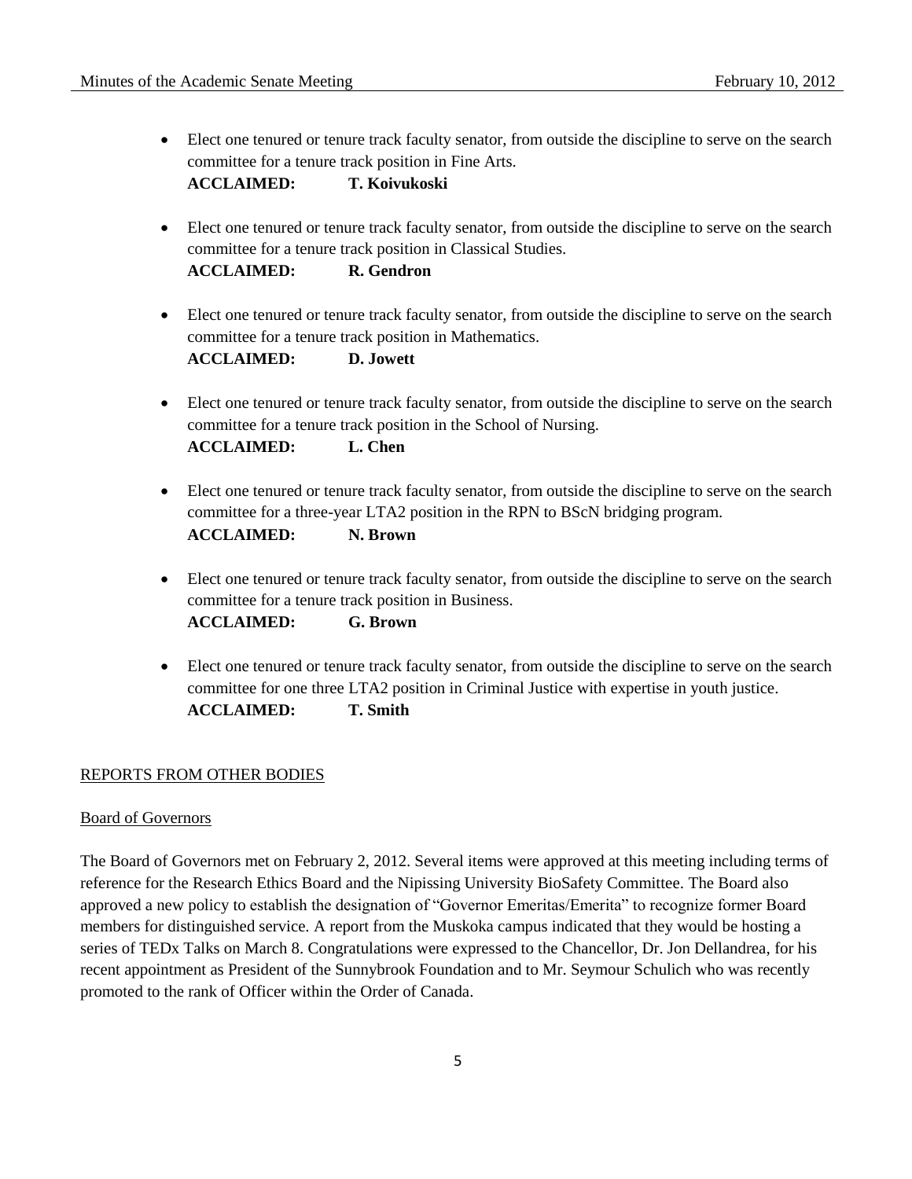- Elect one tenured or tenure track faculty senator, from outside the discipline to serve on the search committee for a tenure track position in Fine Arts.
  **ACCLAIMED: T. Koivukoski**

- Elect one tenured or tenure track faculty senator, from outside the discipline to serve on the search committee for a tenure track position in Classical Studies.
  **ACCLAIMED: R. Gendron**

- Elect one tenured or tenure track faculty senator, from outside the discipline to serve on the search committee for a tenure track position in Mathematics.
  **ACCLAIMED: D. Jowett**

- Elect one tenured or tenure track faculty senator, from outside the discipline to serve on the search committee for a tenure track position in the School of Nursing.
  **ACCLAIMED: L. Chen**

- Elect one tenured or tenure track faculty senator, from outside the discipline to serve on the search committee for a three-year LTA2 position in the RPN to BScN bridging program.
  **ACCLAIMED: N. Brown**

- Elect one tenured or tenure track faculty senator, from outside the discipline to serve on the search committee for a tenure track position in Business.
  **ACCLAIMED: G. Brown**

- Elect one tenured or tenure track faculty senator, from outside the discipline to serve on the search committee for one three LTA2 position in Criminal Justice with expertise in youth justice.
  **ACCLAIMED: T. Smith**

## REPORTS FROM OTHER BODIES

### Board of Governors

The Board of Governors met on February 2, 2012. Several items were approved at this meeting including terms of reference for the Research Ethics Board and the Nipissing University BioSafety Committee. The Board also approved a new policy to establish the designation of "Governor Emeritas/Emerita" to recognize former Board members for distinguished service. A report from the Muskoka campus indicated that they would be hosting a series of TEDx Talks on March 8. Congratulations were expressed to the Chancellor, Dr. Jon Dellandrea, for his recent appointment as President of the Sunnybrook Foundation and to Mr. Seymour Schulich who was recently promoted to the rank of Officer within the Order of Canada.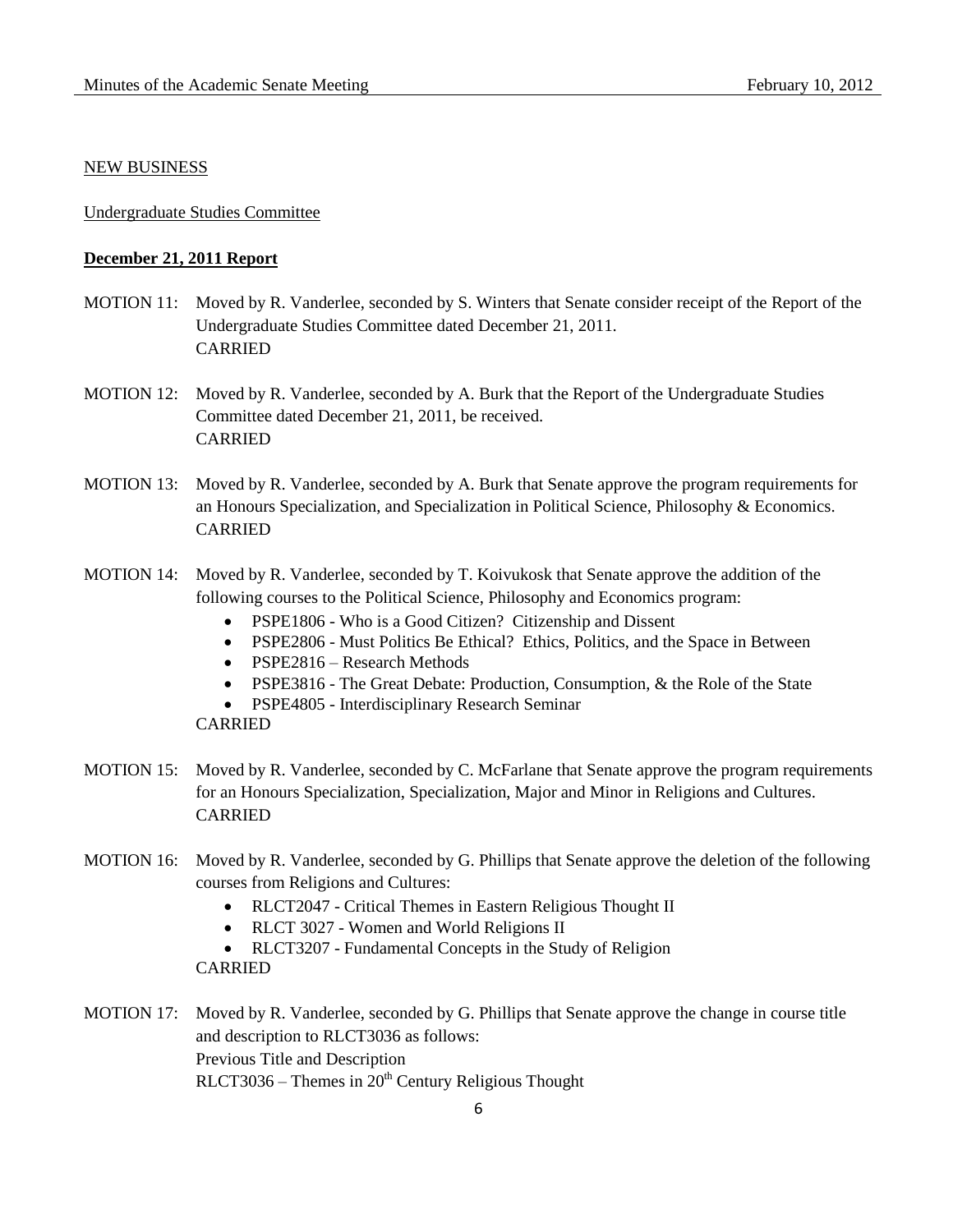NEW BUSINESS

Undergraduate Studies Committee

**December 21, 2011 Report**

MOTION 11: Moved by R. Vanderlee, seconded by S. Winters that Senate consider receipt of the Report of the Undergraduate Studies Committee dated December 21, 2011.
CARRIED

MOTION 12: Moved by R. Vanderlee, seconded by A. Burk that the Report of the Undergraduate Studies Committee dated December 21, 2011, be received.
CARRIED

MOTION 13: Moved by R. Vanderlee, seconded by A. Burk that Senate approve the program requirements for an Honours Specialization, and Specialization in Political Science, Philosophy & Economics.
CARRIED

MOTION 14: Moved by R. Vanderlee, seconded by T. Koivukosk that Senate approve the addition of the following courses to the Political Science, Philosophy and Economics program:

- PSPE1806 - Who is a Good Citizen? Citizenship and Dissent
- PSPE2806 - Must Politics Be Ethical? Ethics, Politics, and the Space in Between
- PSPE2816 – Research Methods
- PSPE3816 - The Great Debate: Production, Consumption, & the Role of the State
- PSPE4805 - Interdisciplinary Research Seminar

CARRIED

MOTION 15: Moved by R. Vanderlee, seconded by C. McFarlane that Senate approve the program requirements for an Honours Specialization, Specialization, Major and Minor in Religions and Cultures.
CARRIED

MOTION 16: Moved by R. Vanderlee, seconded by G. Phillips that Senate approve the deletion of the following courses from Religions and Cultures:

- RLCT2047 - Critical Themes in Eastern Religious Thought II
- RLCT 3027 - Women and World Religions II
- RLCT3207 - Fundamental Concepts in the Study of Religion

CARRIED

MOTION 17: Moved by R. Vanderlee, seconded by G. Phillips that Senate approve the change in course title and description to RLCT3036 as follows:
Previous Title and Description
RLCT3036 – Themes in 20th Century Religious Thought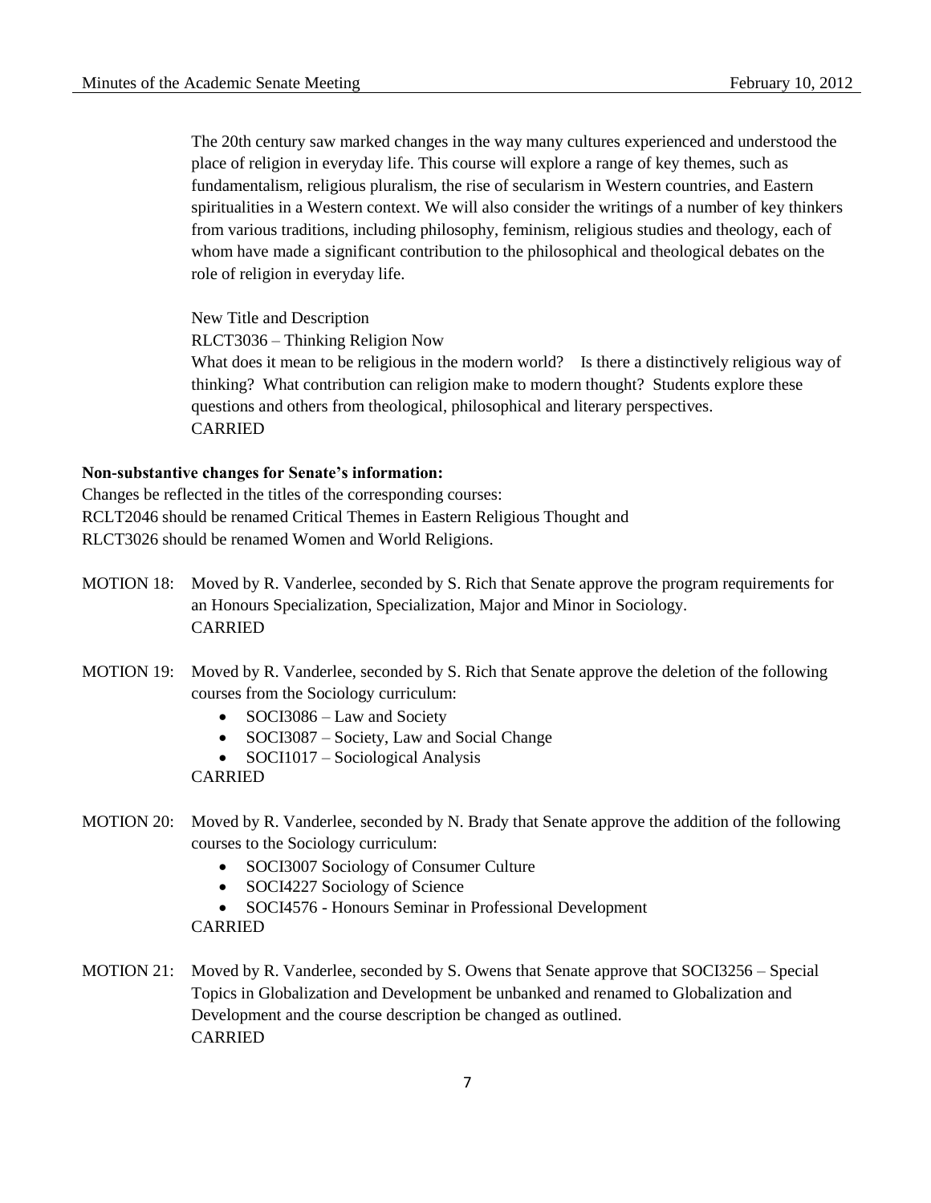The 20th century saw marked changes in the way many cultures experienced and understood the place of religion in everyday life. This course will explore a range of key themes, such as fundamentalism, religious pluralism, the rise of secularism in Western countries, and Eastern spiritualities in a Western context. We will also consider the writings of a number of key thinkers from various traditions, including philosophy, feminism, religious studies and theology, each of whom have made a significant contribution to the philosophical and theological debates on the role of religion in everyday life.

New Title and Description
RLCT3036 – Thinking Religion Now
What does it mean to be religious in the modern world? Is there a distinctively religious way of thinking? What contribution can religion make to modern thought? Students explore these questions and others from theological, philosophical and literary perspectives.
CARRIED

**Non-substantive changes for Senate's information:**

Changes be reflected in the titles of the corresponding courses:
RCLT2046 should be renamed Critical Themes in Eastern Religious Thought and
RLCT3026 should be renamed Women and World Religions.

MOTION 18: Moved by R. Vanderlee, seconded by S. Rich that Senate approve the program requirements for an Honours Specialization, Specialization, Major and Minor in Sociology.
CARRIED

MOTION 19: Moved by R. Vanderlee, seconded by S. Rich that Senate approve the deletion of the following courses from the Sociology curriculum:

- SOCI3086 – Law and Society
- SOCI3087 – Society, Law and Social Change
- SOCI1017 – Sociological Analysis

CARRIED

MOTION 20: Moved by R. Vanderlee, seconded by N. Brady that Senate approve the addition of the following courses to the Sociology curriculum:

- SOCI3007 Sociology of Consumer Culture
- SOCI4227 Sociology of Science
- SOCI4576 - Honours Seminar in Professional Development

CARRIED

MOTION 21: Moved by R. Vanderlee, seconded by S. Owens that Senate approve that SOCI3256 – Special Topics in Globalization and Development be unbanked and renamed to Globalization and Development and the course description be changed as outlined.
CARRIED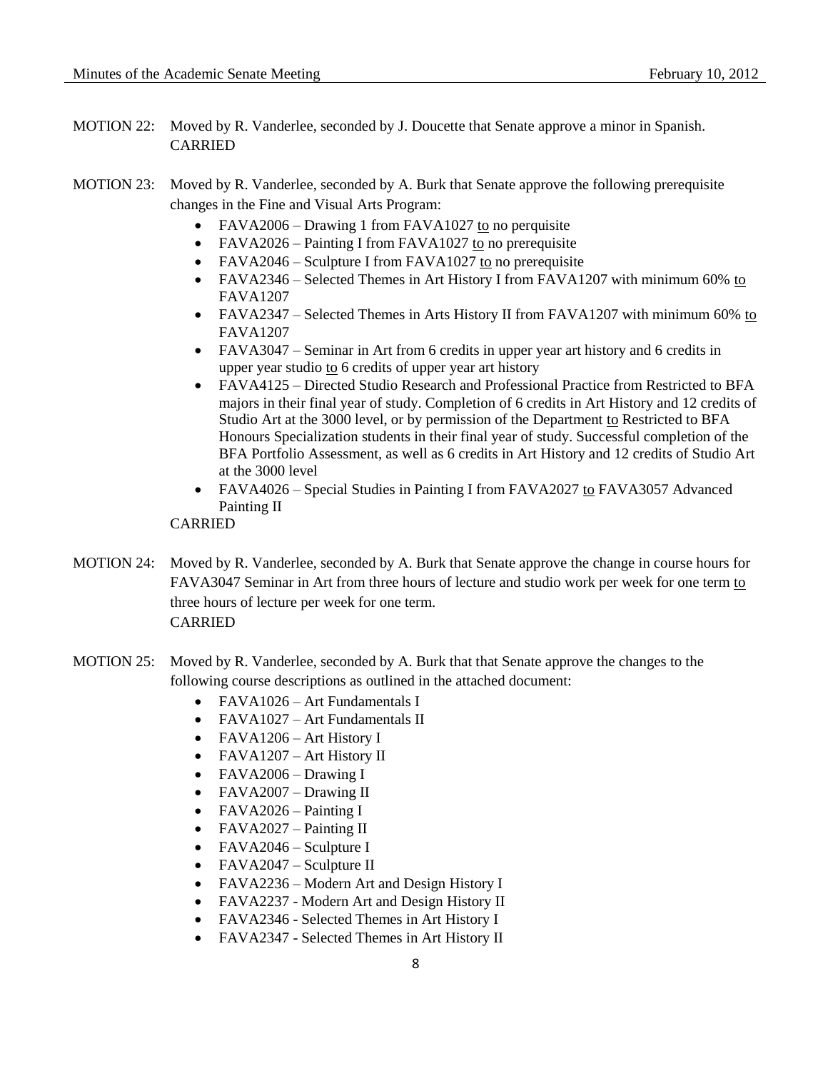MOTION 22: Moved by R. Vanderlee, seconded by J. Doucette that Senate approve a minor in Spanish. CARRIED

MOTION 23: Moved by R. Vanderlee, seconded by A. Burk that Senate approve the following prerequisite changes in the Fine and Visual Arts Program:

- FAVA2006 – Drawing 1 from FAVA1027 <u>to</u> no perquisite
- FAVA2026 – Painting I from FAVA1027 <u>to</u> no prerequisite
- FAVA2046 – Sculpture I from FAVA1027 <u>to</u> no prerequisite
- FAVA2346 – Selected Themes in Art History I from FAVA1207 with minimum 60% <u>to</u> FAVA1207
- FAVA2347 – Selected Themes in Arts History II from FAVA1207 with minimum 60% <u>to</u> FAVA1207
- FAVA3047 – Seminar in Art from 6 credits in upper year art history and 6 credits in upper year studio <u>to</u> 6 credits of upper year art history
- FAVA4125 – Directed Studio Research and Professional Practice from Restricted to BFA majors in their final year of study. Completion of 6 credits in Art History and 12 credits of Studio Art at the 3000 level, or by permission of the Department <u>to</u> Restricted to BFA Honours Specialization students in their final year of study. Successful completion of the BFA Portfolio Assessment, as well as 6 credits in Art History and 12 credits of Studio Art at the 3000 level
- FAVA4026 – Special Studies in Painting I from FAVA2027 <u>to</u> FAVA3057 Advanced Painting II

CARRIED

MOTION 24: Moved by R. Vanderlee, seconded by A. Burk that Senate approve the change in course hours for FAVA3047 Seminar in Art from three hours of lecture and studio work per week for one term <u>to</u> three hours of lecture per week for one term.
CARRIED

MOTION 25: Moved by R. Vanderlee, seconded by A. Burk that that Senate approve the changes to the following course descriptions as outlined in the attached document:

- FAVA1026 – Art Fundamentals I
- FAVA1027 – Art Fundamentals II
- FAVA1206 – Art History I
- FAVA1207 – Art History II
- FAVA2006 – Drawing I
- FAVA2007 – Drawing II
- FAVA2026 – Painting I
- FAVA2027 – Painting II
- FAVA2046 – Sculpture I
- FAVA2047 – Sculpture II
- FAVA2236 – Modern Art and Design History I
- FAVA2237 - Modern Art and Design History II
- FAVA2346 - Selected Themes in Art History I
- FAVA2347 - Selected Themes in Art History II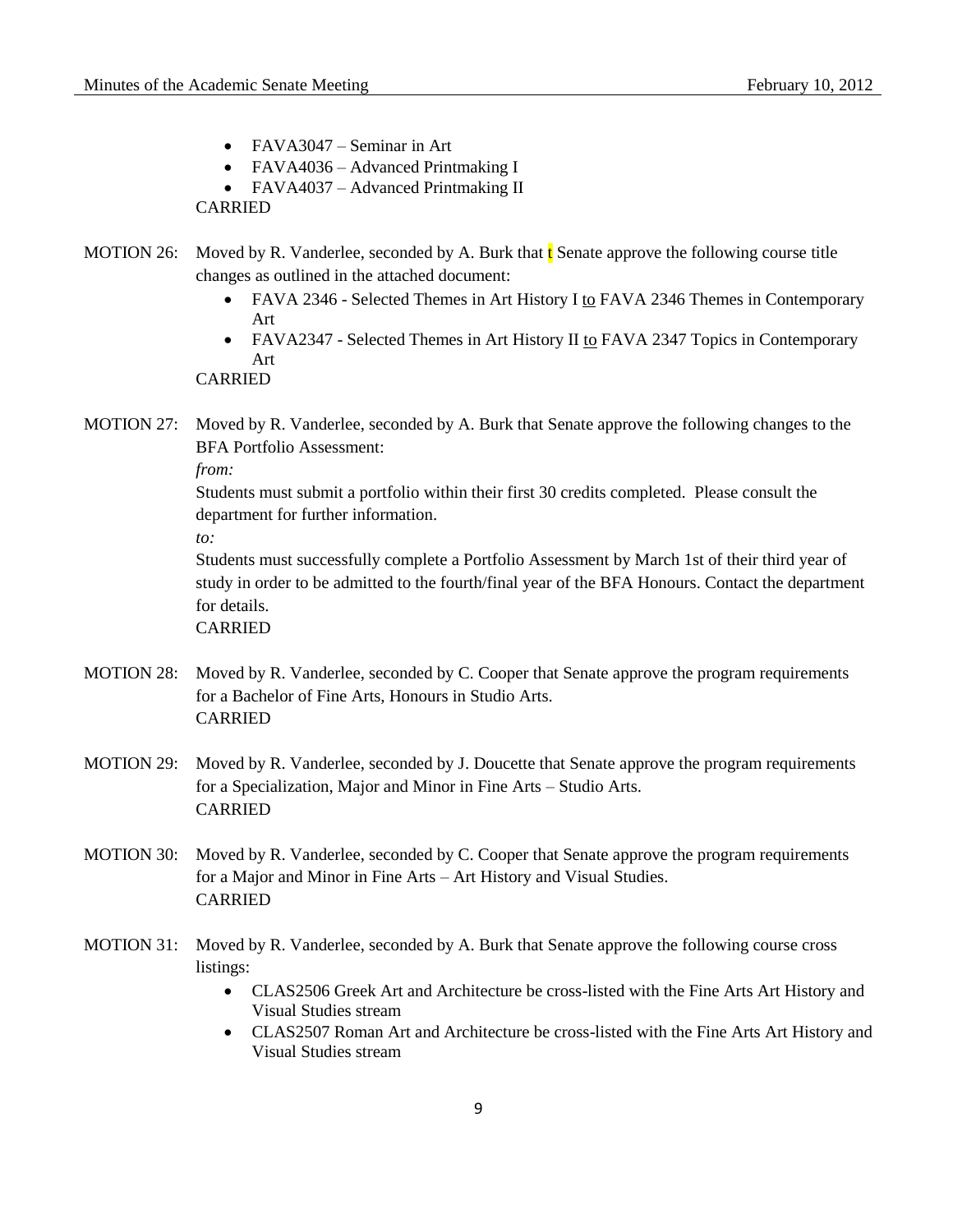- FAVA3047 – Seminar in Art
- FAVA4036 – Advanced Printmaking I
- FAVA4037 – Advanced Printmaking II

CARRIED

MOTION 26: Moved by R. Vanderlee, seconded by A. Burk that t Senate approve the following course title changes as outlined in the attached document:

- FAVA 2346 - Selected Themes in Art History I to FAVA 2346 Themes in Contemporary Art
- FAVA2347 - Selected Themes in Art History II to FAVA 2347 Topics in Contemporary Art

CARRIED

MOTION 27: Moved by R. Vanderlee, seconded by A. Burk that Senate approve the following changes to the BFA Portfolio Assessment:

*from:*

Students must submit a portfolio within their first 30 credits completed. Please consult the department for further information.

*to:*

Students must successfully complete a Portfolio Assessment by March 1st of their third year of study in order to be admitted to the fourth/final year of the BFA Honours. Contact the department for details.

CARRIED

MOTION 28: Moved by R. Vanderlee, seconded by C. Cooper that Senate approve the program requirements for a Bachelor of Fine Arts, Honours in Studio Arts.

CARRIED

MOTION 29: Moved by R. Vanderlee, seconded by J. Doucette that Senate approve the program requirements for a Specialization, Major and Minor in Fine Arts – Studio Arts.

CARRIED

MOTION 30: Moved by R. Vanderlee, seconded by C. Cooper that Senate approve the program requirements for a Major and Minor in Fine Arts – Art History and Visual Studies.

CARRIED

MOTION 31: Moved by R. Vanderlee, seconded by A. Burk that Senate approve the following course cross listings:

- CLAS2506 Greek Art and Architecture be cross-listed with the Fine Arts Art History and Visual Studies stream
- CLAS2507 Roman Art and Architecture be cross-listed with the Fine Arts Art History and Visual Studies stream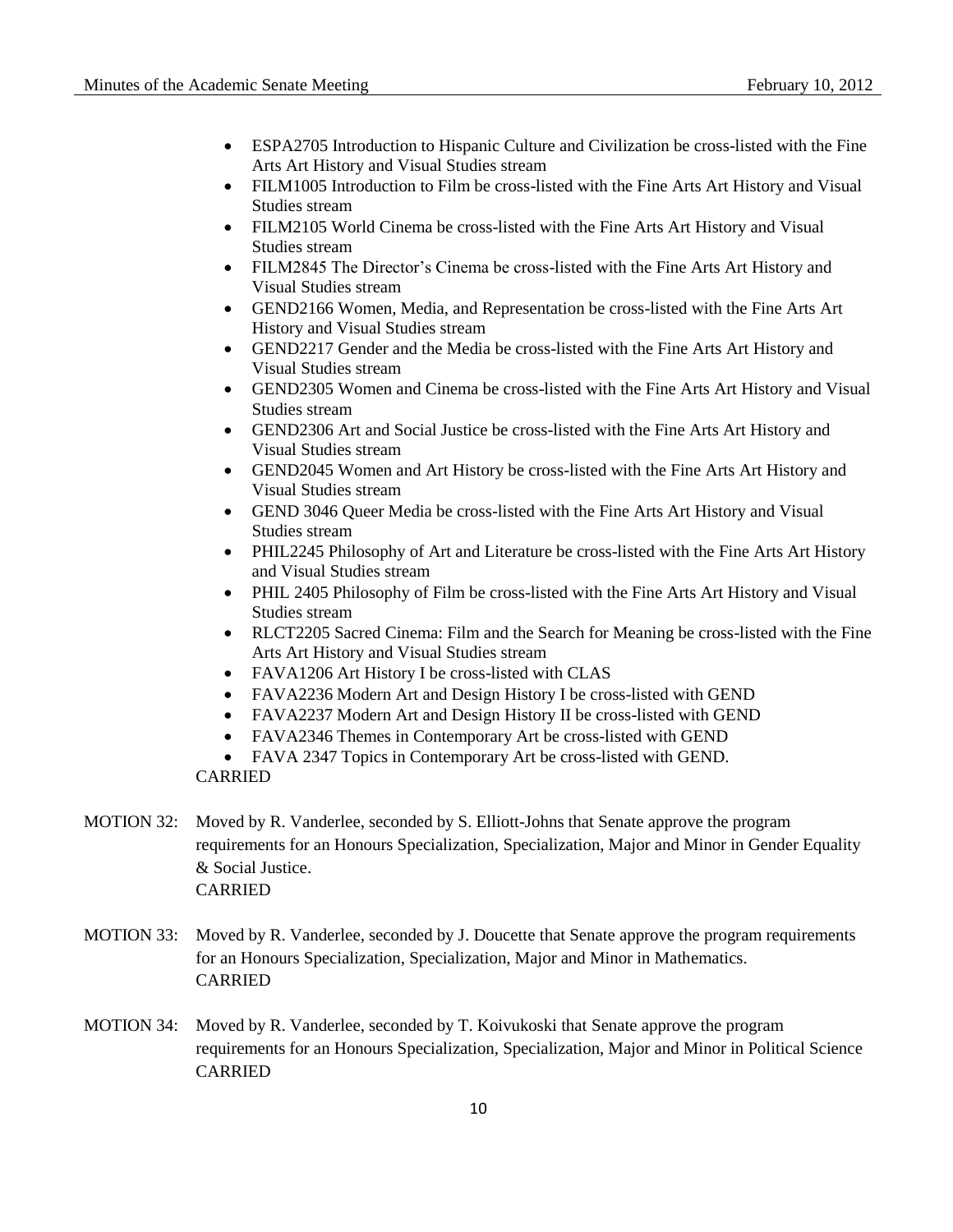- ESPA2705 Introduction to Hispanic Culture and Civilization be cross-listed with the Fine Arts Art History and Visual Studies stream
- FILM1005 Introduction to Film be cross-listed with the Fine Arts Art History and Visual Studies stream
- FILM2105 World Cinema be cross-listed with the Fine Arts Art History and Visual Studies stream
- FILM2845 The Director's Cinema be cross-listed with the Fine Arts Art History and Visual Studies stream
- GEND2166 Women, Media, and Representation be cross-listed with the Fine Arts Art History and Visual Studies stream
- GEND2217 Gender and the Media be cross-listed with the Fine Arts Art History and Visual Studies stream
- GEND2305 Women and Cinema be cross-listed with the Fine Arts Art History and Visual Studies stream
- GEND2306 Art and Social Justice be cross-listed with the Fine Arts Art History and Visual Studies stream
- GEND2045 Women and Art History be cross-listed with the Fine Arts Art History and Visual Studies stream
- GEND 3046 Queer Media be cross-listed with the Fine Arts Art History and Visual Studies stream
- PHIL2245 Philosophy of Art and Literature be cross-listed with the Fine Arts Art History and Visual Studies stream
- PHIL 2405 Philosophy of Film be cross-listed with the Fine Arts Art History and Visual Studies stream
- RLCT2205 Sacred Cinema: Film and the Search for Meaning be cross-listed with the Fine Arts Art History and Visual Studies stream
- FAVA1206 Art History I be cross-listed with CLAS
- FAVA2236 Modern Art and Design History I be cross-listed with GEND
- FAVA2237 Modern Art and Design History II be cross-listed with GEND
- FAVA2346 Themes in Contemporary Art be cross-listed with GEND
- FAVA 2347 Topics in Contemporary Art be cross-listed with GEND.

CARRIED

MOTION 32: Moved by R. Vanderlee, seconded by S. Elliott-Johns that Senate approve the program requirements for an Honours Specialization, Specialization, Major and Minor in Gender Equality & Social Justice.
CARRIED

MOTION 33: Moved by R. Vanderlee, seconded by J. Doucette that Senate approve the program requirements for an Honours Specialization, Specialization, Major and Minor in Mathematics.
CARRIED

MOTION 34: Moved by R. Vanderlee, seconded by T. Koivukoski that Senate approve the program requirements for an Honours Specialization, Specialization, Major and Minor in Political Science
CARRIED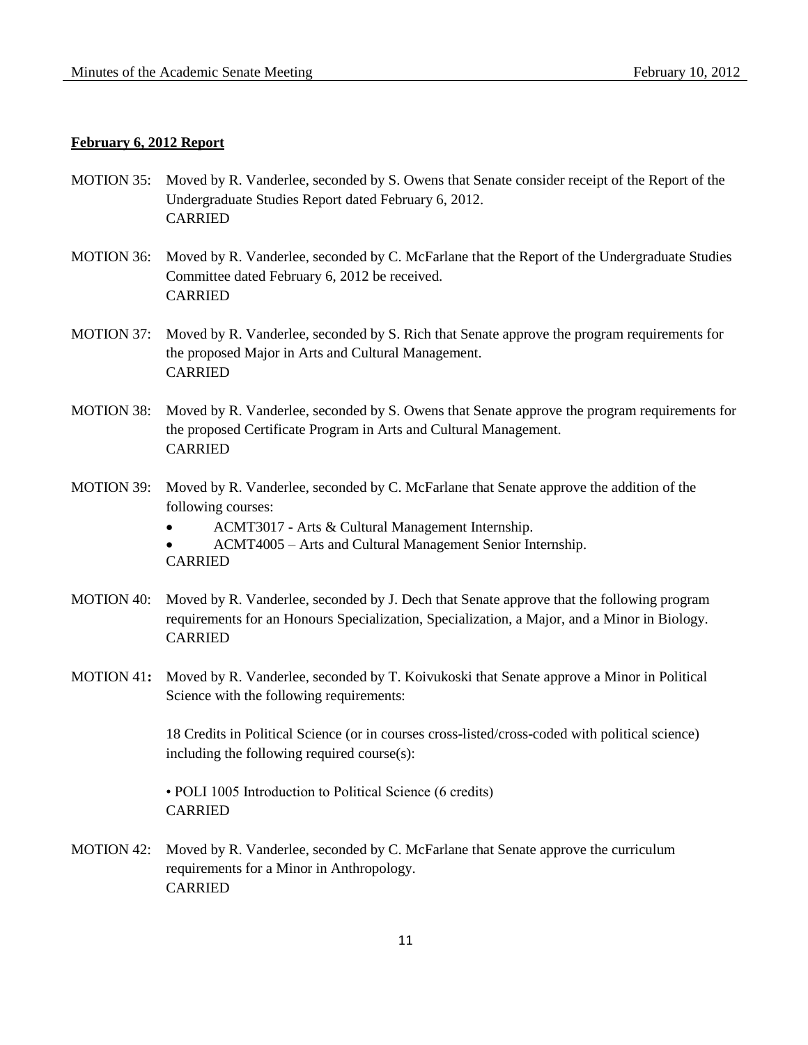**February 6, 2012 Report**

MOTION 35: Moved by R. Vanderlee, seconded by S. Owens that Senate consider receipt of the Report of the Undergraduate Studies Report dated February 6, 2012.
CARRIED

MOTION 36: Moved by R. Vanderlee, seconded by C. McFarlane that the Report of the Undergraduate Studies Committee dated February 6, 2012 be received.
CARRIED

MOTION 37: Moved by R. Vanderlee, seconded by S. Rich that Senate approve the program requirements for the proposed Major in Arts and Cultural Management.
CARRIED

MOTION 38: Moved by R. Vanderlee, seconded by S. Owens that Senate approve the program requirements for the proposed Certificate Program in Arts and Cultural Management.
CARRIED

MOTION 39: Moved by R. Vanderlee, seconded by C. McFarlane that Senate approve the addition of the following courses:

- ACMT3017 - Arts & Cultural Management Internship.
- ACMT4005 – Arts and Cultural Management Senior Internship.

CARRIED

MOTION 40: Moved by R. Vanderlee, seconded by J. Dech that Senate approve that the following program requirements for an Honours Specialization, Specialization, a Major, and a Minor in Biology.
CARRIED

MOTION 41**:** Moved by R. Vanderlee, seconded by T. Koivukoski that Senate approve a Minor in Political Science with the following requirements:

18 Credits in Political Science (or in courses cross-listed/cross-coded with political science) including the following required course(s):

• POLI 1005 Introduction to Political Science (6 credits)
CARRIED

MOTION 42: Moved by R. Vanderlee, seconded by C. McFarlane that Senate approve the curriculum requirements for a Minor in Anthropology.
CARRIED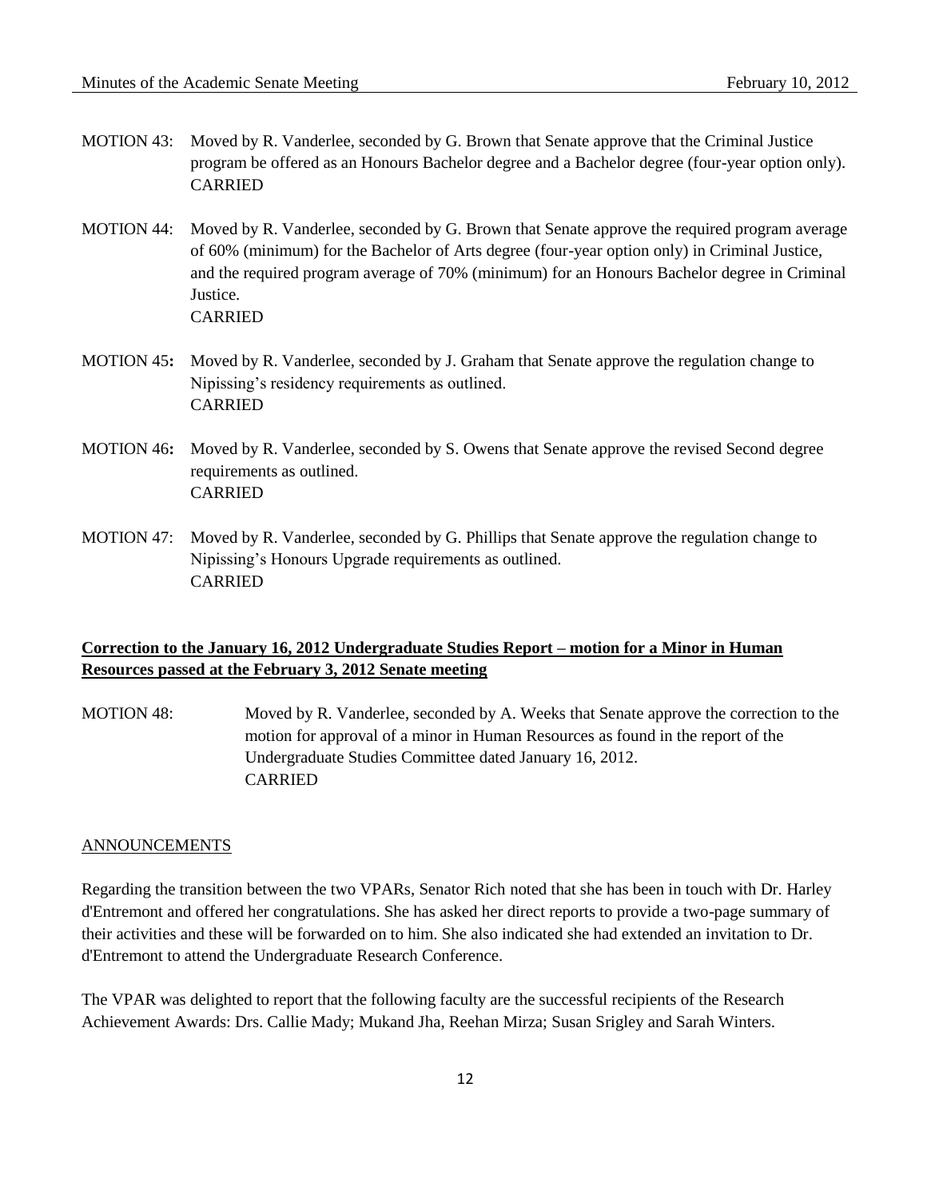MOTION 43: Moved by R. Vanderlee, seconded by G. Brown that Senate approve that the Criminal Justice program be offered as an Honours Bachelor degree and a Bachelor degree (four-year option only).
CARRIED

MOTION 44: Moved by R. Vanderlee, seconded by G. Brown that Senate approve the required program average of 60% (minimum) for the Bachelor of Arts degree (four-year option only) in Criminal Justice, and the required program average of 70% (minimum) for an Honours Bachelor degree in Criminal Justice.
CARRIED

MOTION 45: Moved by R. Vanderlee, seconded by J. Graham that Senate approve the regulation change to Nipissing's residency requirements as outlined.
CARRIED

MOTION 46: Moved by R. Vanderlee, seconded by S. Owens that Senate approve the revised Second degree requirements as outlined.
CARRIED

MOTION 47: Moved by R. Vanderlee, seconded by G. Phillips that Senate approve the regulation change to Nipissing's Honours Upgrade requirements as outlined.
CARRIED

**Correction to the January 16, 2012 Undergraduate Studies Report – motion for a Minor in Human Resources passed at the February 3, 2012 Senate meeting**

MOTION 48: Moved by R. Vanderlee, seconded by A. Weeks that Senate approve the correction to the motion for approval of a minor in Human Resources as found in the report of the Undergraduate Studies Committee dated January 16, 2012.
CARRIED

ANNOUNCEMENTS

Regarding the transition between the two VPARs, Senator Rich noted that she has been in touch with Dr. Harley d'Entremont and offered her congratulations. She has asked her direct reports to provide a two-page summary of their activities and these will be forwarded on to him. She also indicated she had extended an invitation to Dr. d'Entremont to attend the Undergraduate Research Conference.

The VPAR was delighted to report that the following faculty are the successful recipients of the Research Achievement Awards: Drs. Callie Mady; Mukand Jha, Reehan Mirza; Susan Srigley and Sarah Winters.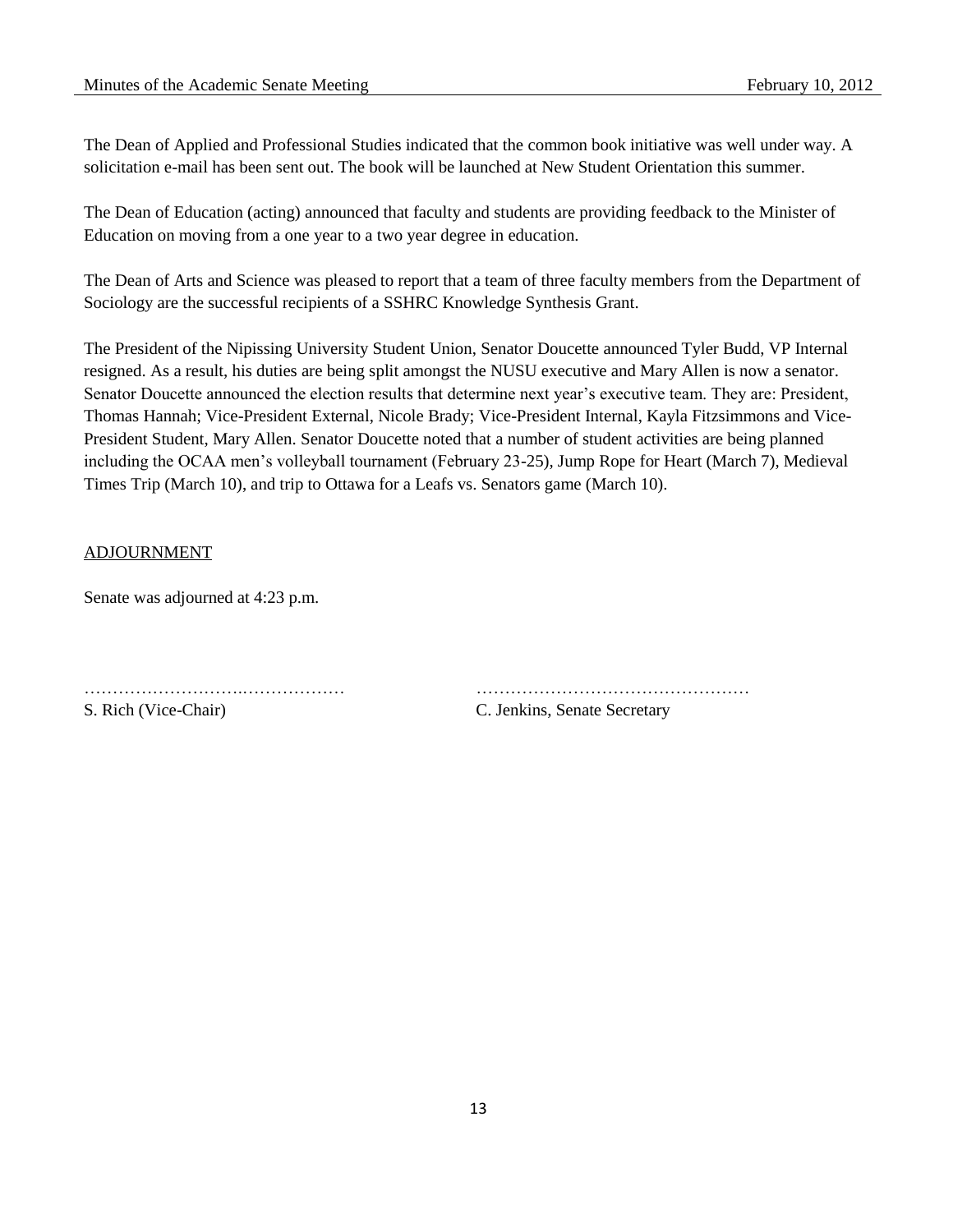The Dean of Applied and Professional Studies indicated that the common book initiative was well under way. A solicitation e-mail has been sent out. The book will be launched at New Student Orientation this summer.

The Dean of Education (acting) announced that faculty and students are providing feedback to the Minister of Education on moving from a one year to a two year degree in education.

The Dean of Arts and Science was pleased to report that a team of three faculty members from the Department of Sociology are the successful recipients of a SSHRC Knowledge Synthesis Grant.

The President of the Nipissing University Student Union, Senator Doucette announced Tyler Budd, VP Internal resigned. As a result, his duties are being split amongst the NUSU executive and Mary Allen is now a senator. Senator Doucette announced the election results that determine next year's executive team. They are: President, Thomas Hannah; Vice-President External, Nicole Brady; Vice-President Internal, Kayla Fitzsimmons and Vice-President Student, Mary Allen. Senator Doucette noted that a number of student activities are being planned including the OCAA men's volleyball tournament (February 23-25), Jump Rope for Heart (March 7), Medieval Times Trip (March 10), and trip to Ottawa for a Leafs vs. Senators game (March 10).

ADJOURNMENT

Senate was adjourned at 4:23 p.m.

……………………….………………  ……………………………………………

S. Rich (Vice-Chair)  C. Jenkins, Senate Secretary